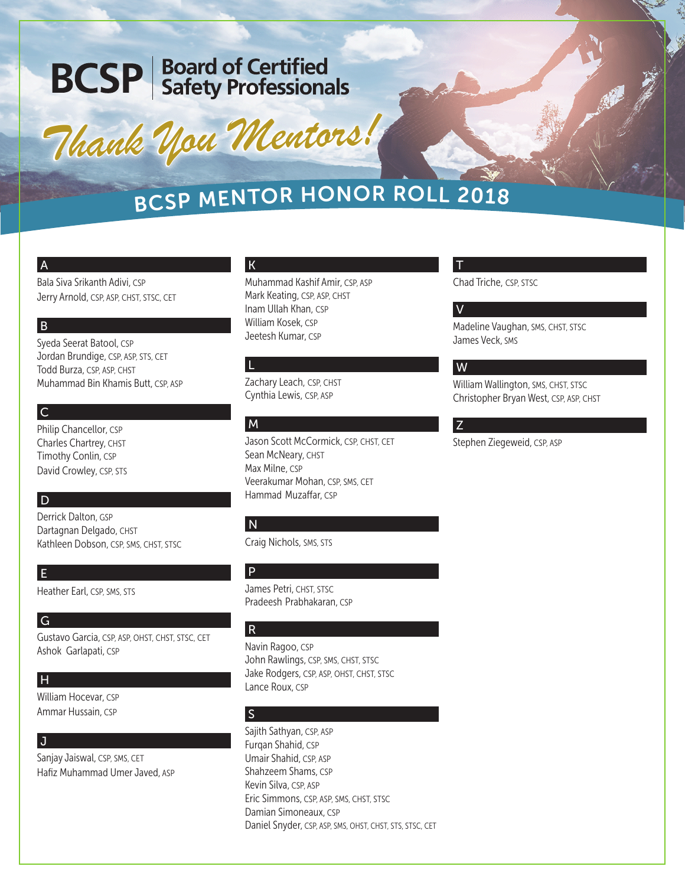# BCSP | Board of Certified Safety Professionals

## *Thank You Mentors!*

## BCSP MENTOR HONOR ROLL 2018

### A

Bala Siva Srikanth Adivi, CSP
Jerry Arnold, CSP, ASP, CHST, STSC, CET

### B

Syeda Seerat Batool, CSP
Jordan Brundige, CSP, ASP, STS, CET
Todd Burza, CSP, ASP, CHST
Muhammad Bin Khamis Butt, CSP, ASP

### C

Philip Chancellor, CSP
Charles Chartrey, CHST
Timothy Conlin, CSP
David Crowley, CSP, STS

### D

Derrick Dalton, GSP
Dartagnan Delgado, CHST
Kathleen Dobson, CSP, SMS, CHST, STSC

### E

Heather Earl, CSP, SMS, STS

### G

Gustavo Garcia, CSP, ASP, OHST, CHST, STSC, CET
Ashok Garlapati, CSP

### H

William Hocevar, CSP
Ammar Hussain, CSP

### J

Sanjay Jaiswal, CSP, SMS, CET
Hafiz Muhammad Umer Javed, ASP

### K

Muhammad Kashif Amir, CSP, ASP
Mark Keating, CSP, ASP, CHST
Inam Ullah Khan, CSP
William Kosek, CSP
Jeetesh Kumar, CSP

### L

Zachary Leach, CSP, CHST
Cynthia Lewis, CSP, ASP

### M

Jason Scott McCormick, CSP, CHST, CET
Sean McNeary, CHST
Max Milne, CSP
Veerakumar Mohan, CSP, SMS, CET
Hammad Muzaffar, CSP

### N

Craig Nichols, SMS, STS

### P

James Petri, CHST, STSC
Pradeesh Prabhakaran, CSP

### R

Navin Ragoo, CSP
John Rawlings, CSP, SMS, CHST, STSC
Jake Rodgers, CSP, ASP, OHST, CHST, STSC
Lance Roux, CSP

### S

Sajith Sathyan, CSP, ASP
Furqan Shahid, CSP
Umair Shahid, CSP, ASP
Shahzeem Shams, CSP
Kevin Silva, CSP, ASP
Eric Simmons, CSP, ASP, SMS, CHST, STSC
Damian Simoneaux, CSP
Daniel Snyder, CSP, ASP, SMS, OHST, CHST, STS, STSC, CET

### T

Chad Triche, CSP, STSC

### V

Madeline Vaughan, SMS, CHST, STSC
James Veck, SMS

### W

William Wallington, SMS, CHST, STSC
Christopher Bryan West, CSP, ASP, CHST

### Z

Stephen Ziegeweid, CSP, ASP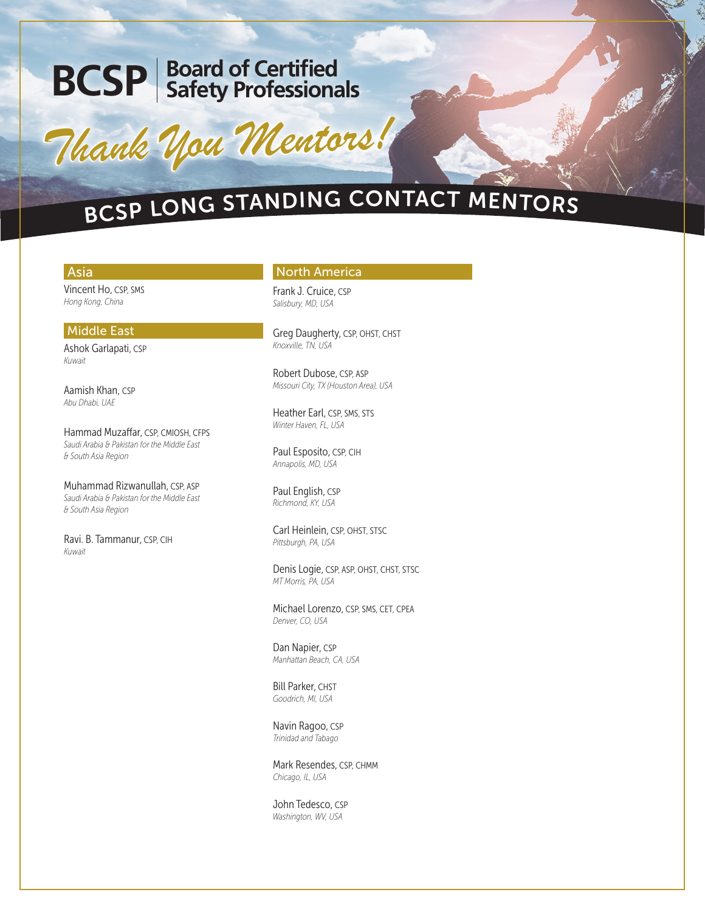BCSP | Board of Certified Safety Professionals

*Thank You Mentors!*

# BCSP LONG STANDING CONTACT MENTORS

## Asia

Vincent Ho, CSP, SMS
*Hong Kong, China*

## Middle East

Ashok Garlapati, CSP
*Kuwait*

Aamish Khan, CSP
*Abu Dhabi, UAE*

Hammad Muzaffar, CSP, CMIOSH, CFPS
*Saudi Arabia & Pakistan for the Middle East & South Asia Region*

Muhammad Rizwanullah, CSP, ASP
*Saudi Arabia & Pakistan for the Middle East & South Asia Region*

Ravi. B. Tammanur, CSP, CIH
*Kuwait*

## North America

Frank J. Cruice, CSP
*Salisbury, MD, USA*

Greg Daugherty, CSP, OHST, CHST
*Knoxville, TN, USA*

Robert Dubose, CSP, ASP
*Missouri City, TX (Houston Area), USA*

Heather Earl, CSP, SMS, STS
*Winter Haven, FL, USA*

Paul Esposito, CSP, CIH
*Annapolis, MD, USA*

Paul English, CSP
*Richmond, KY, USA*

Carl Heinlein, CSP, OHST, STSC
*Pittsburgh, PA, USA*

Denis Logie, CSP, ASP, OHST, CHST, STSC
*MT Morris, PA, USA*

Michael Lorenzo, CSP, SMS, CET, CPEA
*Denver, CO, USA*

Dan Napier, CSP
*Manhattan Beach, CA, USA*

Bill Parker, CHST
*Goodrich, MI, USA*

Navin Ragoo, CSP
*Trinidad and Tabago*

Mark Resendes, CSP, CHMM
*Chicago, IL, USA*

John Tedesco, CSP
*Washington, WV, USA*